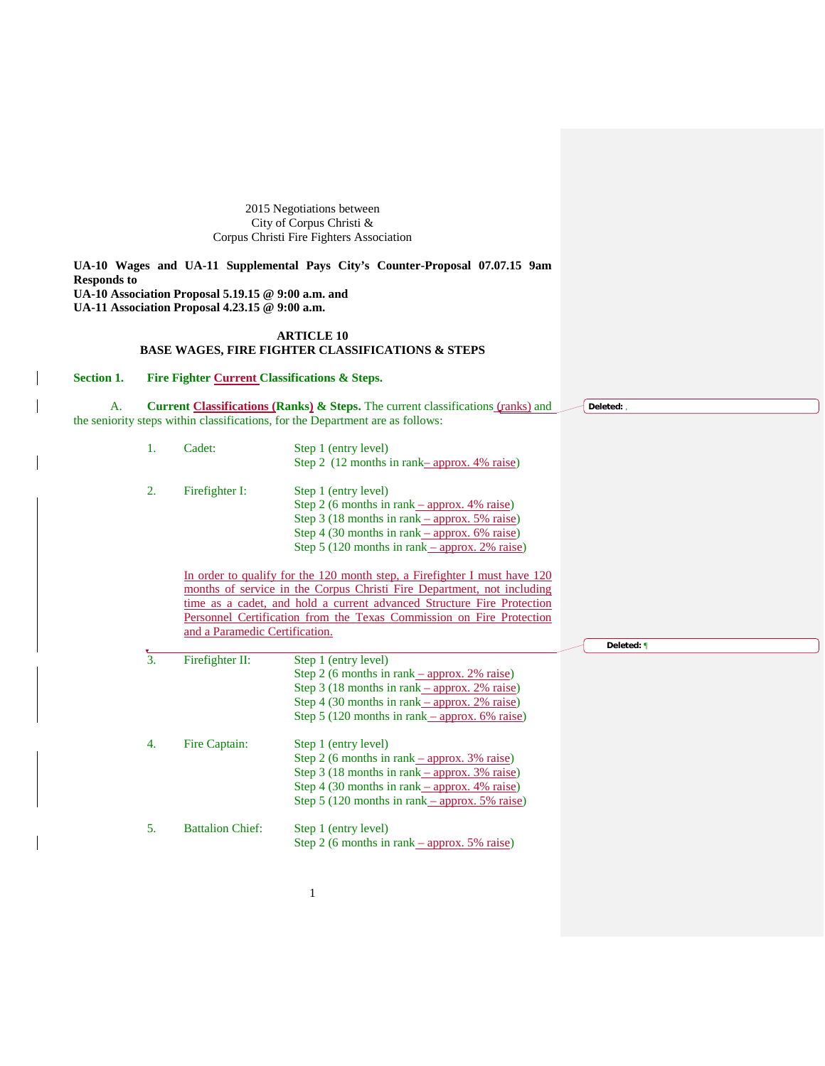2015 Negotiations between
City of Corpus Christi &
Corpus Christi Fire Fighters Association

**UA-10 Wages and UA-11 Supplemental Pays City's Counter-Proposal 07.07.15 9am Responds to**
**UA-10 Association Proposal 5.19.15 @ 9:00 a.m. and**
**UA-11 Association Proposal 4.23.15 @ 9:00 a.m.**

## ARTICLE 10
## BASE WAGES, FIRE FIGHTER CLASSIFICATIONS & STEPS

**Section 1. Fire Fighter Current Classifications & Steps.**

A. **Current Classifications (Ranks) & Steps.** The current classifications (ranks) and the seniority steps within classifications, for the Department are as follows:

1. Cadet:
   - Step 1 (entry level)
   - Step 2 (12 months in rank– approx. 4% raise)

2. Firefighter I:
   - Step 1 (entry level)
   - Step 2 (6 months in rank – approx. 4% raise)
   - Step 3 (18 months in rank – approx. 5% raise)
   - Step 4 (30 months in rank – approx. 6% raise)
   - Step 5 (120 months in rank – approx. 2% raise)

   In order to qualify for the 120 month step, a Firefighter I must have 120 months of service in the Corpus Christi Fire Department, not including time as a cadet, and hold a current advanced Structure Fire Protection Personnel Certification from the Texas Commission on Fire Protection and a Paramedic Certification.

3. Firefighter II:
   - Step 1 (entry level)
   - Step 2 (6 months in rank – approx. 2% raise)
   - Step 3 (18 months in rank – approx. 2% raise)
   - Step 4 (30 months in rank – approx. 2% raise)
   - Step 5 (120 months in rank – approx. 6% raise)

4. Fire Captain:
   - Step 1 (entry level)
   - Step 2 (6 months in rank – approx. 3% raise)
   - Step 3 (18 months in rank – approx. 3% raise)
   - Step 4 (30 months in rank – approx. 4% raise)
   - Step 5 (120 months in rank – approx. 5% raise)

5. Battalion Chief:
   - Step 1 (entry level)
   - Step 2 (6 months in rank – approx. 5% raise)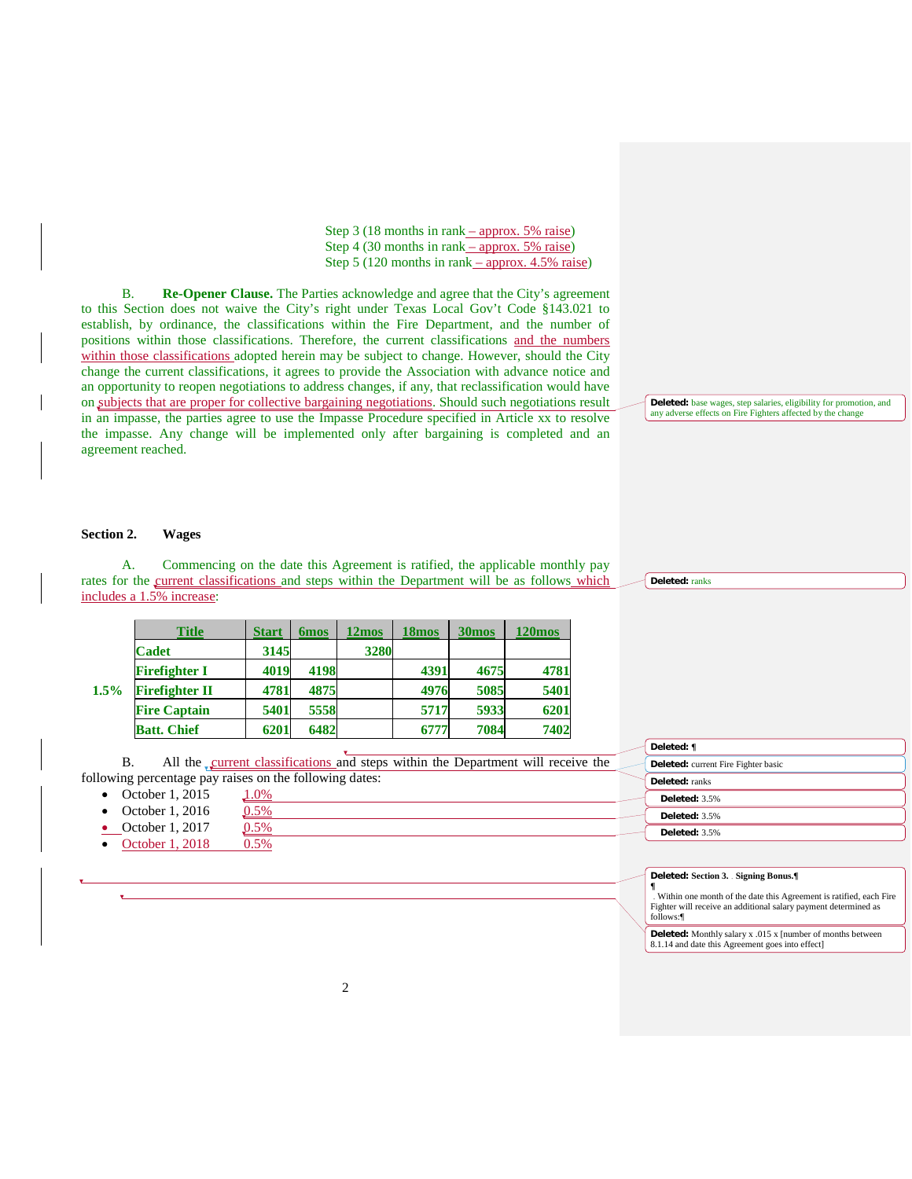Step 3 (18 months in rank – approx. 5% raise)
Step 4 (30 months in rank – approx. 5% raise)
Step 5 (120 months in rank – approx. 4.5% raise)

B. **Re-Opener Clause.** The Parties acknowledge and agree that the City's agreement to this Section does not waive the City's right under Texas Local Gov't Code §143.021 to establish, by ordinance, the classifications within the Fire Department, and the number of positions within those classifications. Therefore, the current classifications and the numbers within those classifications adopted herein may be subject to change. However, should the City change the current classifications, it agrees to provide the Association with advance notice and an opportunity to reopen negotiations to address changes, if any, that reclassification would have on subjects that are proper for collective bargaining negotiations. Should such negotiations result in an impasse, the parties agree to use the Impasse Procedure specified in Article xx to resolve the impasse. Any change will be implemented only after bargaining is completed and an agreement reached.

Deleted: base wages, step salaries, eligibility for promotion, and any adverse effects on Fire Fighters affected by the change

**Section 2. Wages**

A. Commencing on the date this Agreement is ratified, the applicable monthly pay rates for the current classifications and steps within the Department will be as follows which includes a 1.5% increase:

Deleted: ranks

| | Title | Start | 6mos | 12mos | 18mos | 30mos | 120mos |
|---|---|---|---|---|---|---|---|
| | Cadet | 3145 | | 3280 | | | |
| | Firefighter I | 4019 | 4198 | | 4391 | 4675 | 4781 |
| 1.5% | Firefighter II | 4781 | 4875 | | 4976 | 5085 | 5401 |
| | Fire Captain | 5401 | 5558 | | 5717 | 5933 | 6201 |
| | Batt. Chief | 6201 | 6482 | | 6777 | 7084 | 7402 |

Deleted: ¶

B. All the current classifications and steps within the Department will receive the following percentage pay raises on the following dates:

Deleted: current Fire Fighter basic

Deleted: ranks

- October 1, 2015 1.0%
- October 1, 2016 0.5%
- October 1, 2017 0.5%
- October 1, 2018 0.5%

Deleted: 3.5%

Deleted: 3.5%

Deleted: 3.5%

Deleted: Section 3. Signing Bonus.¶
¶
. Within one month of the date this Agreement is ratified, each Fire Fighter will receive an additional salary payment determined as follows:¶

Deleted: Monthly salary x .015 x [number of months between 8.1.14 and date this Agreement goes into effect]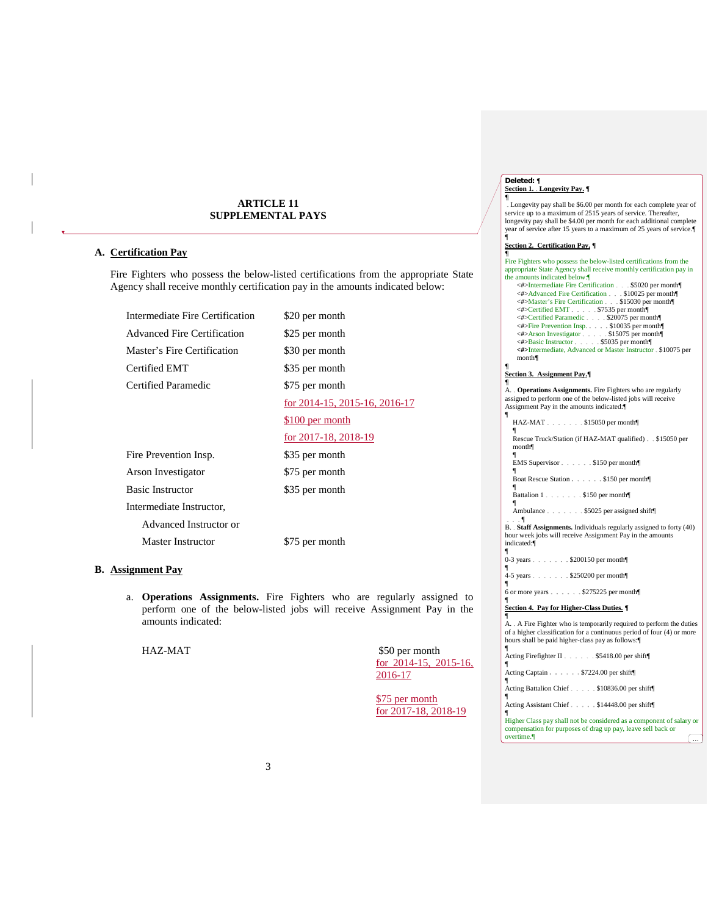## ARTICLE 11
## SUPPLEMENTAL PAYS

### A. Certification Pay

Fire Fighters who possess the below-listed certifications from the appropriate State Agency shall receive monthly certification pay in the amounts indicated below:

| Certification | Amount |
|---|---|
| Intermediate Fire Certification | $20 per month |
| Advanced Fire Certification | $25 per month |
| Master's Fire Certification | $30 per month |
| Certified EMT | $35 per month |
| Certified Paramedic | $75 per month for 2014-15, 2015-16, 2016-17; $100 per month for 2017-18, 2018-19 |
| Fire Prevention Insp. | $35 per month |
| Arson Investigator | $75 per month |
| Basic Instructor | $35 per month |
| Intermediate Instructor, Advanced Instructor or Master Instructor | $75 per month |

### B. Assignment Pay

a. **Operations Assignments.** Fire Fighters who are regularly assigned to perform one of the below-listed jobs will receive Assignment Pay in the amounts indicated:

| Assignment | Amount |
|---|---|
| HAZ-MAT | $50 per month for 2014-15, 2015-16, 2016-17; $75 per month for 2017-18, 2018-19 |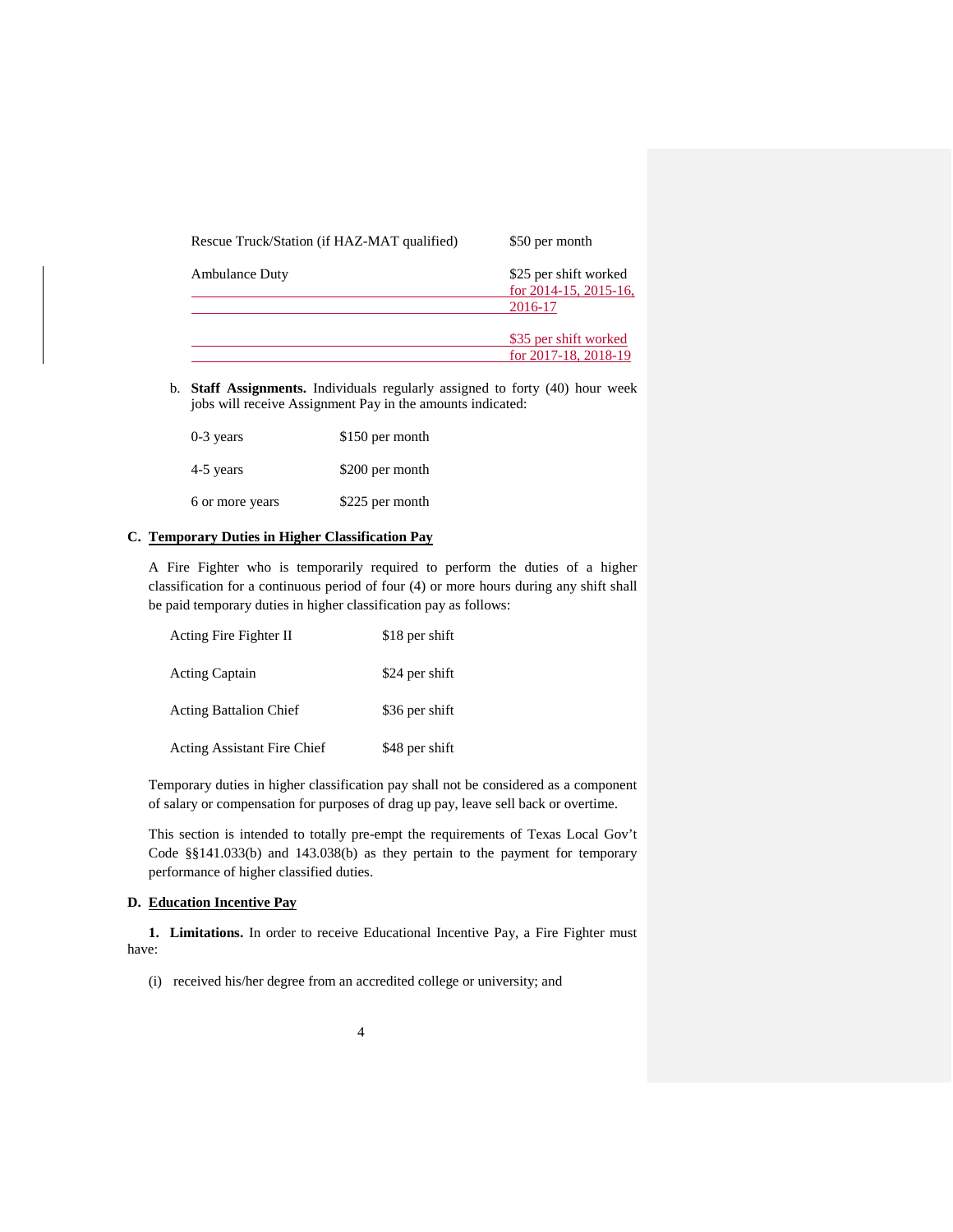| | |
|---|---|
| Rescue Truck/Station (if HAZ-MAT qualified) | $50 per month |
| Ambulance Duty | $25 per shift worked for 2014-15, 2015-16, 2016-17 |
| | $35 per shift worked for 2017-18, 2018-19 |

b. **Staff Assignments.** Individuals regularly assigned to forty (40) hour week jobs will receive Assignment Pay in the amounts indicated:

| | |
|---|---|
| 0-3 years | $150 per month |
| 4-5 years | $200 per month |
| 6 or more years | $225 per month |

### C. Temporary Duties in Higher Classification Pay

A Fire Fighter who is temporarily required to perform the duties of a higher classification for a continuous period of four (4) or more hours during any shift shall be paid temporary duties in higher classification pay as follows:

| | |
|---|---|
| Acting Fire Fighter II | $18 per shift |
| Acting Captain | $24 per shift |
| Acting Battalion Chief | $36 per shift |
| Acting Assistant Fire Chief | $48 per shift |

Temporary duties in higher classification pay shall not be considered as a component of salary or compensation for purposes of drag up pay, leave sell back or overtime.

This section is intended to totally pre-empt the requirements of Texas Local Gov't Code §§141.033(b) and 143.038(b) as they pertain to the payment for temporary performance of higher classified duties.

### D. Education Incentive Pay

**1. Limitations.** In order to receive Educational Incentive Pay, a Fire Fighter must have:

(i) received his/her degree from an accredited college or university; and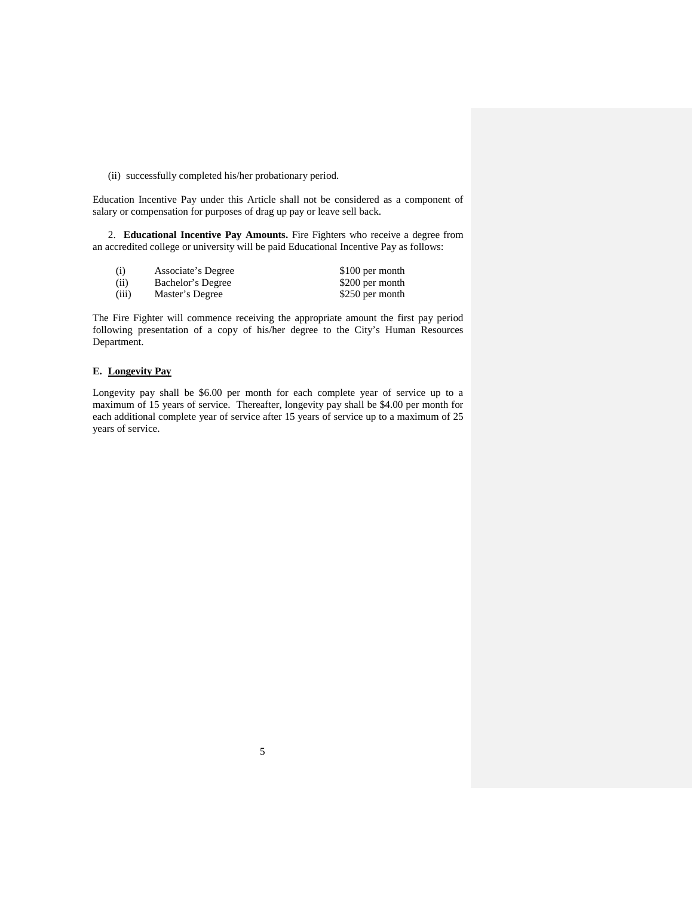(ii) successfully completed his/her probationary period.

Education Incentive Pay under this Article shall not be considered as a component of salary or compensation for purposes of drag up pay or leave sell back.

2. **Educational Incentive Pay Amounts.** Fire Fighters who receive a degree from an accredited college or university will be paid Educational Incentive Pay as follows:

| | | |
|---|---|---|
| (i) | Associate's Degree | $100 per month |
| (ii) | Bachelor's Degree | $200 per month |
| (iii) | Master's Degree | $250 per month |

The Fire Fighter will commence receiving the appropriate amount the first pay period following presentation of a copy of his/her degree to the City's Human Resources Department.

### E. Longevity Pay

Longevity pay shall be $6.00 per month for each complete year of service up to a maximum of 15 years of service. Thereafter, longevity pay shall be $4.00 per month for each additional complete year of service after 15 years of service up to a maximum of 25 years of service.